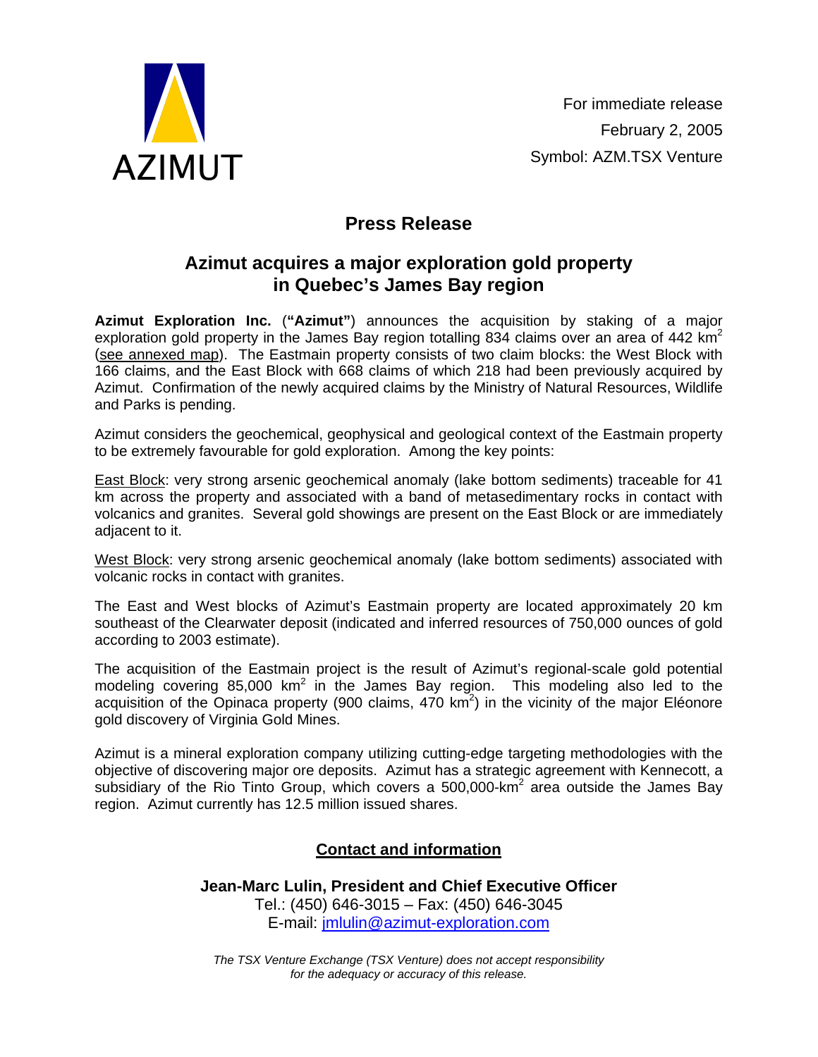AZIMUT

For immediate release
February 2, 2005
Symbol: AZM.TSX Venture

# Press Release

## Azimut acquires a major exploration gold property in Quebec's James Bay region

**Azimut Exploration Inc.** (**"Azimut"**) announces the acquisition by staking of a major exploration gold property in the James Bay region totalling 834 claims over an area of 442 km$^2$ (see annexed map). The Eastmain property consists of two claim blocks: the West Block with 166 claims, and the East Block with 668 claims of which 218 had been previously acquired by Azimut. Confirmation of the newly acquired claims by the Ministry of Natural Resources, Wildlife and Parks is pending.

Azimut considers the geochemical, geophysical and geological context of the Eastmain property to be extremely favourable for gold exploration. Among the key points:

East Block: very strong arsenic geochemical anomaly (lake bottom sediments) traceable for 41 km across the property and associated with a band of metasedimentary rocks in contact with volcanics and granites. Several gold showings are present on the East Block or are immediately adjacent to it.

West Block: very strong arsenic geochemical anomaly (lake bottom sediments) associated with volcanic rocks in contact with granites.

The East and West blocks of Azimut's Eastmain property are located approximately 20 km southeast of the Clearwater deposit (indicated and inferred resources of 750,000 ounces of gold according to 2003 estimate).

The acquisition of the Eastmain project is the result of Azimut's regional-scale gold potential modeling covering 85,000 km$^2$ in the James Bay region. This modeling also led to the acquisition of the Opinaca property (900 claims, 470 km$^2$) in the vicinity of the major Eléonore gold discovery of Virginia Gold Mines.

Azimut is a mineral exploration company utilizing cutting-edge targeting methodologies with the objective of discovering major ore deposits. Azimut has a strategic agreement with Kennecott, a subsidiary of the Rio Tinto Group, which covers a 500,000-km$^2$ area outside the James Bay region. Azimut currently has 12.5 million issued shares.

## Contact and information

**Jean-Marc Lulin, President and Chief Executive Officer**
Tel.: (450) 646-3015 – Fax: (450) 646-3045
E-mail: jmlulin@azimut-exploration.com

*The TSX Venture Exchange (TSX Venture) does not accept responsibility for the adequacy or accuracy of this release.*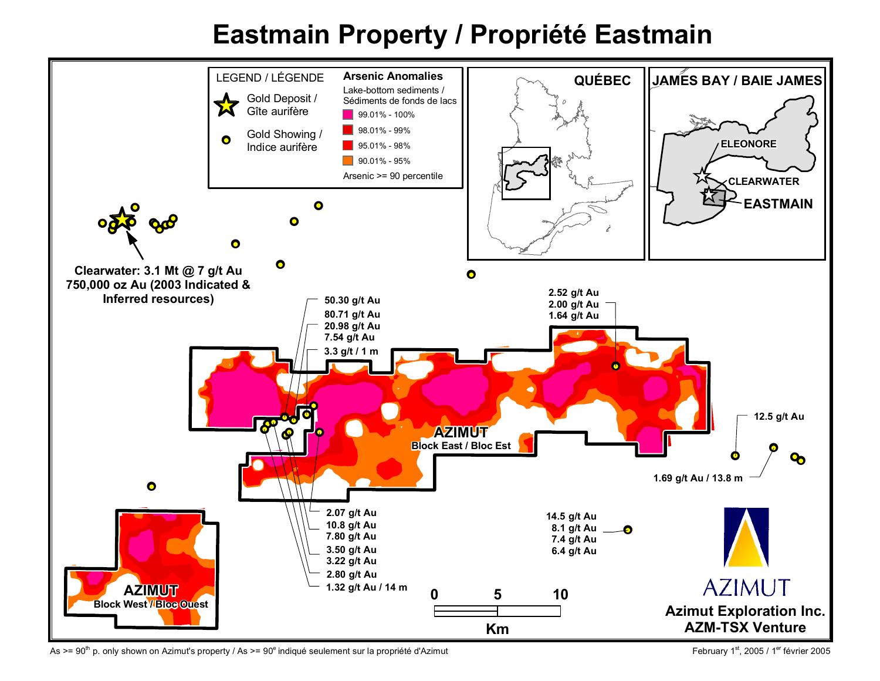# Eastmain Property / Propriété Eastmain

LEGEND / LÉGENDE

Gold Deposit / Gîte aurifère

Gold Showing / Indice aurifère

**Arsenic Anomalies**

Lake-bottom sediments / Sédiments de fonds de lacs

99.01% - 100%

98.01% - 99%

95.01% - 98%

90.01% - 95%

Arsenic >= 90 percentile

QUÉBEC

JAMES BAY / BAIE JAMES

ELEONORE

CLEARWATER

EASTMAIN

**Clearwater: 3.1 Mt @ 7 g/t Au 750,000 oz Au (2003 Indicated & Inferred resources)**

50.30 g/t Au
80.71 g/t Au
20.98 g/t Au
7.54 g/t Au
3.3 g/t / 1 m

2.52 g/t Au
2.00 g/t Au
1.64 g/t Au

12.5 g/t Au

1.69 g/t Au / 13.8 m

**AZIMUT**
Block East / Bloc Est

2.07 g/t Au
10.8 g/t Au
7.80 g/t Au
3.50 g/t Au
3.22 g/t Au
2.80 g/t Au
1.32 g/t Au / 14 m

14.5 g/t Au
8.1 g/t Au
7.4 g/t Au
6.4 g/t Au

**AZIMUT**
Block West / Bloc Ouest

0 5 10

Km

AZIMUT

**Azimut Exploration Inc.**
**AZM-TSX Venture**

As >= 90th p. only shown on Azimut's property / As >= 90e indiqué seulement sur la propriété d'Azimut

February 1st, 2005 / 1er février 2005